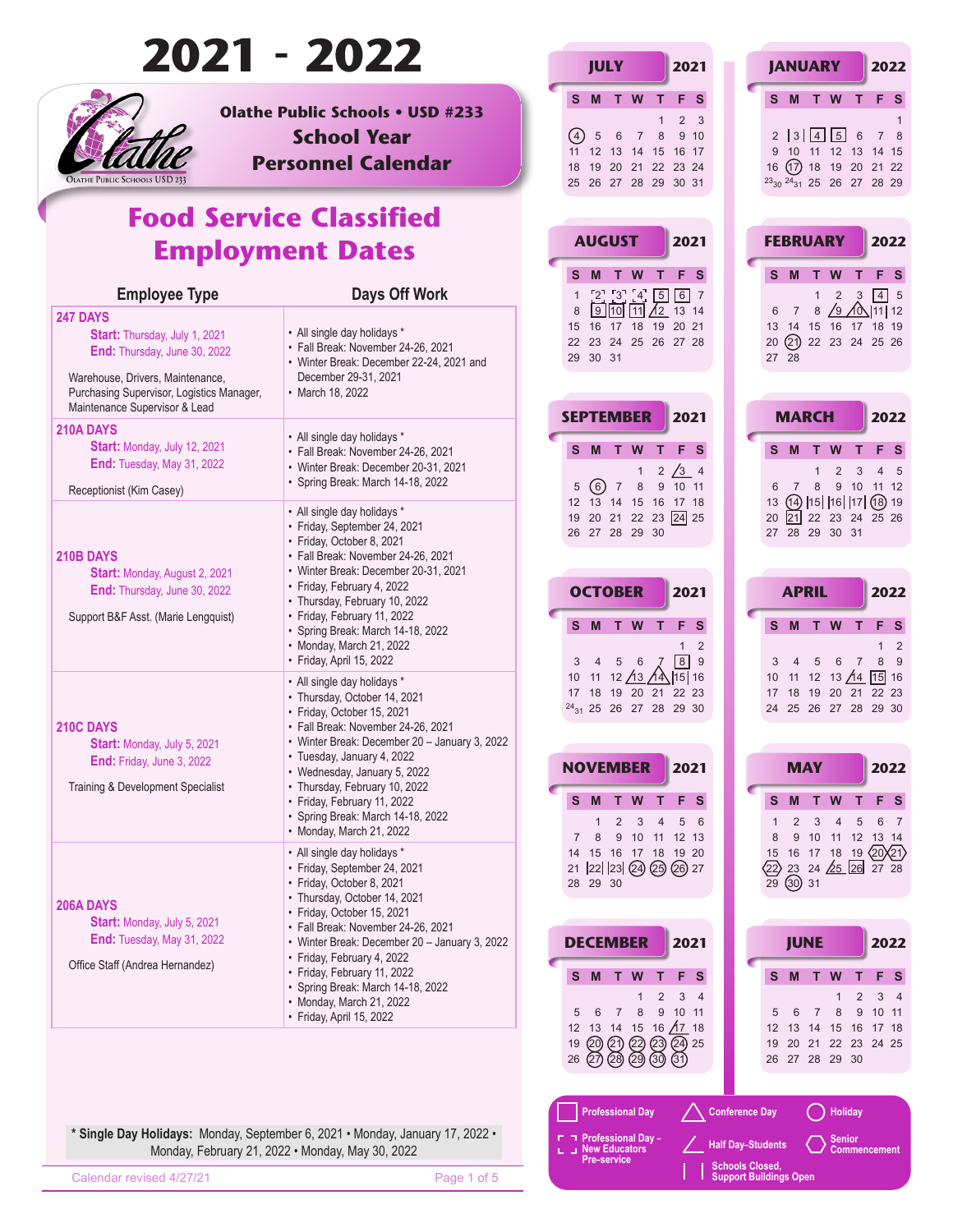# 2021 - 2022

## Olathe Public Schools • USD #233
## School Year Personnel Calendar

# Food Service Classified Employment Dates

| Employee Type | Days Off Work |
|---|---|
| **247 DAYS**<br>**Start:** Thursday, July 1, 2021<br>**End:** Thursday, June 30, 2022<br><br>Warehouse, Drivers, Maintenance, Purchasing Supervisor, Logistics Manager, Maintenance Supervisor & Lead | • All single day holidays *<br>• Fall Break: November 24-26, 2021<br>• Winter Break: December 22-24, 2021 and December 29-31, 2021<br>• March 18, 2022 |
| **210A DAYS**<br>**Start:** Monday, July 12, 2021<br>**End:** Tuesday, May 31, 2022<br><br>Receptionist (Kim Casey) | • All single day holidays *<br>• Fall Break: November 24-26, 2021<br>• Winter Break: December 20-31, 2021<br>• Spring Break: March 14-18, 2022 |
| **210B DAYS**<br>**Start:** Monday, August 2, 2021<br>**End:** Thursday, June 30, 2022<br><br>Support B&F Asst. (Marie Lengquist) | • All single day holidays *<br>• Friday, September 24, 2021<br>• Friday, October 8, 2021<br>• Fall Break: November 24-26, 2021<br>• Winter Break: December 20-31, 2021<br>• Friday, February 4, 2022<br>• Thursday, February 10, 2022<br>• Friday, February 11, 2022<br>• Spring Break: March 14-18, 2022<br>• Monday, March 21, 2022<br>• Friday, April 15, 2022 |
| **210C DAYS**<br>**Start:** Monday, July 5, 2021<br>**End:** Friday, June 3, 2022<br><br>Training & Development Specialist | • All single day holidays *<br>• Thursday, October 14, 2021<br>• Friday, October 15, 2021<br>• Fall Break: November 24-26, 2021<br>• Winter Break: December 20 – January 3, 2022<br>• Tuesday, January 4, 2022<br>• Wednesday, January 5, 2022<br>• Thursday, February 10, 2022<br>• Friday, February 11, 2022<br>• Spring Break: March 14-18, 2022<br>• Monday, March 21, 2022 |
| **206A DAYS**<br>**Start:** Monday, July 5, 2021<br>**End:** Tuesday, May 31, 2022<br><br>Office Staff (Andrea Hernandez) | • All single day holidays *<br>• Friday, September 24, 2021<br>• Friday, October 8, 2021<br>• Thursday, October 14, 2021<br>• Friday, October 15, 2021<br>• Fall Break: November 24-26, 2021<br>• Winter Break: December 20 – January 3, 2022<br>• Friday, February 4, 2022<br>• Friday, February 11, 2022<br>• Spring Break: March 14-18, 2022<br>• Monday, March 21, 2022<br>• Friday, April 15, 2022 |

**\* Single Day Holidays:** Monday, September 6, 2021 • Monday, January 17, 2022 • Monday, February 21, 2022 • Monday, May 30, 2022

Calendar revised 4/27/21

### JULY 2021

| S | M | T | W | T | F | S |
|---|---|---|---|---|---|---|
| | | | | 1 | 2 | 3 |
| 4 | 5 | 6 | 7 | 8 | 9 | 10 |
| 11 | 12 | 13 | 14 | 15 | 16 | 17 |
| 18 | 19 | 20 | 21 | 22 | 23 | 24 |
| 25 | 26 | 27 | 28 | 29 | 30 | 31 |

### AUGUST 2021

| S | M | T | W | T | F | S |
|---|---|---|---|---|---|---|
| 1 | 2 | 3 | 4 | 5 | 6 | 7 |
| 8 | 9 | 10 | 11 | 12 | 13 | 14 |
| 15 | 16 | 17 | 18 | 19 | 20 | 21 |
| 22 | 23 | 24 | 25 | 26 | 27 | 28 |
| 29 | 30 | 31 | | | | |

### SEPTEMBER 2021

| S | M | T | W | T | F | S |
|---|---|---|---|---|---|---|
| | | | 1 | 2 | 3 | 4 |
| 5 | 6 | 7 | 8 | 9 | 10 | 11 |
| 12 | 13 | 14 | 15 | 16 | 17 | 18 |
| 19 | 20 | 21 | 22 | 23 | 24 | 25 |
| 26 | 27 | 28 | 29 | 30 | | |

### OCTOBER 2021

| S | M | T | W | T | F | S |
|---|---|---|---|---|---|---|
| | | | | | 1 | 2 |
| 3 | 4 | 5 | 6 | 7 | 8 | 9 |
| 10 | 11 | 12 | 13 | 14 | 15 | 16 |
| 17 | 18 | 19 | 20 | 21 | 22 | 23 |
| 24/31 | 25 | 26 | 27 | 28 | 29 | 30 |

### NOVEMBER 2021

| S | M | T | W | T | F | S |
|---|---|---|---|---|---|---|
| | 1 | 2 | 3 | 4 | 5 | 6 |
| 7 | 8 | 9 | 10 | 11 | 12 | 13 |
| 14 | 15 | 16 | 17 | 18 | 19 | 20 |
| 21 | 22 | 23 | 24 | 25 | 26 | 27 |
| 28 | 29 | 30 | | | | |

### DECEMBER 2021

| S | M | T | W | T | F | S |
|---|---|---|---|---|---|---|
| | | | 1 | 2 | 3 | 4 |
| 5 | 6 | 7 | 8 | 9 | 10 | 11 |
| 12 | 13 | 14 | 15 | 16 | 17 | 18 |
| 19 | 20 | 21 | 22 | 23 | 24 | 25 |
| 26 | 27 | 28 | 29 | 30 | 31 | |

### JANUARY 2022

| S | M | T | W | T | F | S |
|---|---|---|---|---|---|---|
| | | | | | | 1 |
| 2 | 3 | 4 | 5 | 6 | 7 | 8 |
| 9 | 10 | 11 | 12 | 13 | 14 | 15 |
| 16 | 17 | 18 | 19 | 20 | 21 | 22 |
| 23/30 | 24/31 | 25 | 26 | 27 | 28 | 29 |

### FEBRUARY 2022

| S | M | T | W | T | F | S |
|---|---|---|---|---|---|---|
| | | 1 | 2 | 3 | 4 | 5 |
| 6 | 7 | 8 | 9 | 10 | 11 | 12 |
| 13 | 14 | 15 | 16 | 17 | 18 | 19 |
| 20 | 21 | 22 | 23 | 24 | 25 | 26 |
| 27 | 28 | | | | | |

### MARCH 2022

| S | M | T | W | T | F | S |
|---|---|---|---|---|---|---|
| | | 1 | 2 | 3 | 4 | 5 |
| 6 | 7 | 8 | 9 | 10 | 11 | 12 |
| 13 | 14 | 15 | 16 | 17 | 18 | 19 |
| 20 | 21 | 22 | 23 | 24 | 25 | 26 |
| 27 | 28 | 29 | 30 | 31 | | |

### APRIL 2022

| S | M | T | W | T | F | S |
|---|---|---|---|---|---|---|
| | | | | | 1 | 2 |
| 3 | 4 | 5 | 6 | 7 | 8 | 9 |
| 10 | 11 | 12 | 13 | 14 | 15 | 16 |
| 17 | 18 | 19 | 20 | 21 | 22 | 23 |
| 24 | 25 | 26 | 27 | 28 | 29 | 30 |

### MAY 2022

| S | M | T | W | T | F | S |
|---|---|---|---|---|---|---|
| 1 | 2 | 3 | 4 | 5 | 6 | 7 |
| 8 | 9 | 10 | 11 | 12 | 13 | 14 |
| 15 | 16 | 17 | 18 | 19 | 20 | 21 |
| 22 | 23 | 24 | 25 | 26 | 27 | 28 |
| 29 | 30 | 31 | | | | |

### JUNE 2022

| S | M | T | W | T | F | S |
|---|---|---|---|---|---|---|
| | | | 1 | 2 | 3 | 4 |
| 5 | 6 | 7 | 8 | 9 | 10 | 11 |
| 12 | 13 | 14 | 15 | 16 | 17 | 18 |
| 19 | 20 | 21 | 22 | 23 | 24 | 25 |
| 26 | 27 | 28 | 29 | 30 | | |

**Legend:** Professional Day • Conference Day • Holiday • Professional Day – New Educators Pre-service • Half Day-Students • Senior Commencement • Schools Closed, Support Buildings Open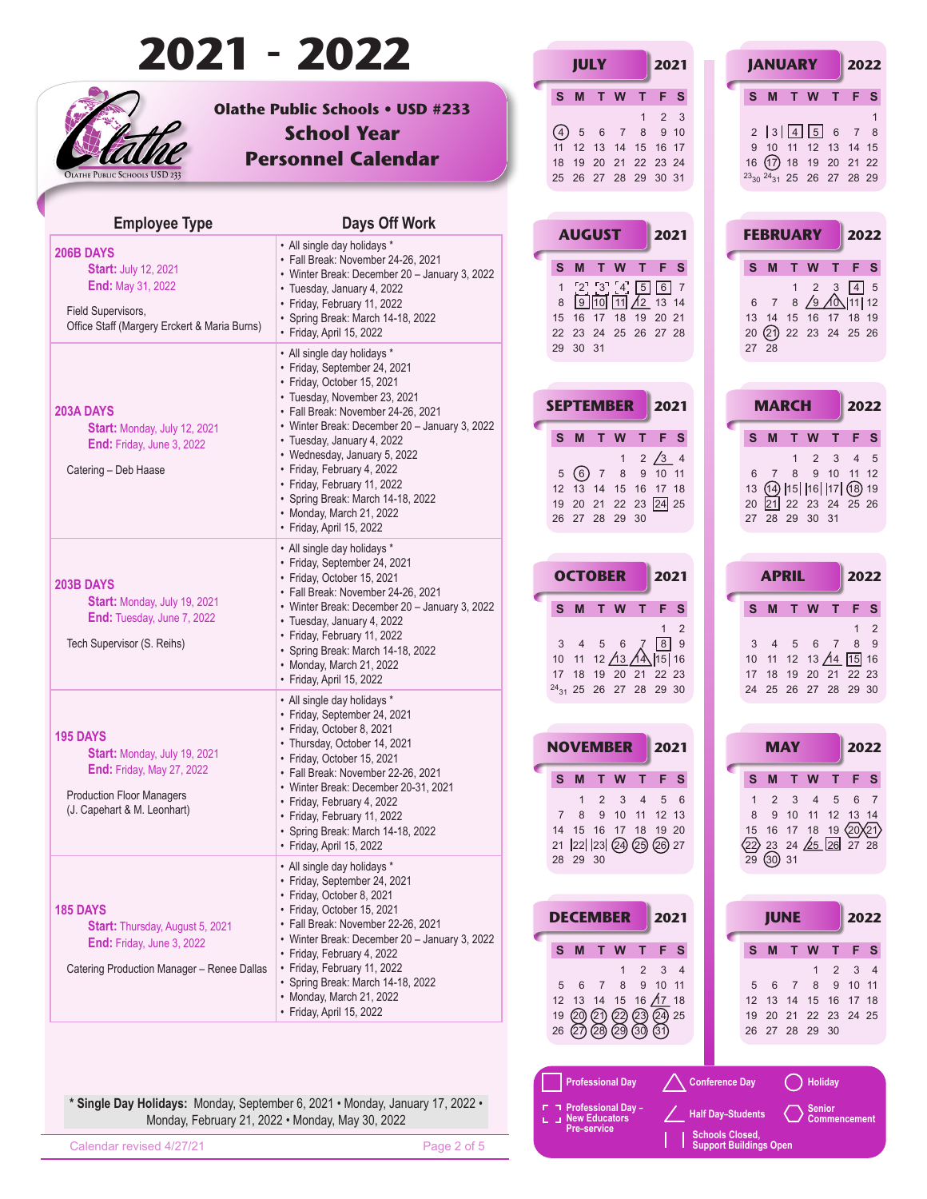# 2021 - 2022

## Olathe Public Schools • USD #233
## School Year
## Personnel Calendar

| Employee Type | Days Off Work |
| --- | --- |
| **206B DAYS**<br>Start: July 12, 2021<br>End: May 31, 2022<br><br>Field Supervisors,<br>Office Staff (Margery Erckert & Maria Burns) | • All single day holidays *<br>• Fall Break: November 24-26, 2021<br>• Winter Break: December 20 – January 3, 2022<br>• Tuesday, January 4, 2022<br>• Friday, February 11, 2022<br>• Spring Break: March 14-18, 2022<br>• Friday, April 15, 2022 |
| **203A DAYS**<br>Start: Monday, July 12, 2021<br>End: Friday, June 3, 2022<br><br>Catering – Deb Haase | • All single day holidays *<br>• Friday, September 24, 2021<br>• Friday, October 15, 2021<br>• Tuesday, November 23, 2021<br>• Fall Break: November 24-26, 2021<br>• Winter Break: December 20 – January 3, 2022<br>• Tuesday, January 4, 2022<br>• Wednesday, January 5, 2022<br>• Friday, February 4, 2022<br>• Friday, February 11, 2022<br>• Spring Break: March 14-18, 2022<br>• Monday, March 21, 2022<br>• Friday, April 15, 2022 |
| **203B DAYS**<br>Start: Monday, July 19, 2021<br>End: Tuesday, June 7, 2022<br><br>Tech Supervisor (S. Reihs) | • All single day holidays *<br>• Friday, September 24, 2021<br>• Friday, October 15, 2021<br>• Fall Break: November 24-26, 2021<br>• Winter Break: December 20 – January 3, 2022<br>• Tuesday, January 4, 2022<br>• Friday, February 11, 2022<br>• Spring Break: March 14-18, 2022<br>• Monday, March 21, 2022<br>• Friday, April 15, 2022 |
| **195 DAYS**<br>Start: Monday, July 19, 2021<br>End: Friday, May 27, 2022<br><br>Production Floor Managers<br>(J. Capehart & M. Leonhart) | • All single day holidays *<br>• Friday, September 24, 2021<br>• Friday, October 8, 2021<br>• Thursday, October 14, 2021<br>• Friday, October 15, 2021<br>• Fall Break: November 22-26, 2021<br>• Winter Break: December 20-31, 2021<br>• Friday, February 4, 2022<br>• Friday, February 11, 2022<br>• Spring Break: March 14-18, 2022<br>• Friday, April 15, 2022 |
| **185 DAYS**<br>Start: Thursday, August 5, 2021<br>End: Friday, June 3, 2022<br><br>Catering Production Manager – Renee Dallas | • All single day holidays *<br>• Friday, September 24, 2021<br>• Friday, October 8, 2021<br>• Friday, October 15, 2021<br>• Fall Break: November 22-26, 2021<br>• Winter Break: December 20 – January 3, 2022<br>• Friday, February 4, 2022<br>• Friday, February 11, 2022<br>• Spring Break: March 14-18, 2022<br>• Monday, March 21, 2022<br>• Friday, April 15, 2022 |

**\* Single Day Holidays:** Monday, September 6, 2021 • Monday, January 17, 2022 • Monday, February 21, 2022 • Monday, May 30, 2022

Calendar revised 4/27/21

### JULY 2021

| S | M | T | W | T | F | S |
| --- | --- | --- | --- | --- | --- | --- |
| | | | | 1 | 2 | 3 |
| 4 | 5 | 6 | 7 | 8 | 9 | 10 |
| 11 | 12 | 13 | 14 | 15 | 16 | 17 |
| 18 | 19 | 20 | 21 | 22 | 23 | 24 |
| 25 | 26 | 27 | 28 | 29 | 30 | 31 |

### AUGUST 2021

| S | M | T | W | T | F | S |
| --- | --- | --- | --- | --- | --- | --- |
| 1 | 2 | 3 | 4 | 5 | 6 | 7 |
| 8 | 9 | 10 | 11 | 12 | 13 | 14 |
| 15 | 16 | 17 | 18 | 19 | 20 | 21 |
| 22 | 23 | 24 | 25 | 26 | 27 | 28 |
| 29 | 30 | 31 | | | | |

### SEPTEMBER 2021

| S | M | T | W | T | F | S |
| --- | --- | --- | --- | --- | --- | --- |
| | | | 1 | 2 | 3 | 4 |
| 5 | 6 | 7 | 8 | 9 | 10 | 11 |
| 12 | 13 | 14 | 15 | 16 | 17 | 18 |
| 19 | 20 | 21 | 22 | 23 | 24 | 25 |
| 26 | 27 | 28 | 29 | 30 | | |

### OCTOBER 2021

| S | M | T | W | T | F | S |
| --- | --- | --- | --- | --- | --- | --- |
| | | | | | 1 | 2 |
| 3 | 4 | 5 | 6 | 7 | 8 | 9 |
| 10 | 11 | 12 | 13 | 14 | 15 | 16 |
| 17 | 18 | 19 | 20 | 21 | 22 | 23 |
| 24/31 | 25 | 26 | 27 | 28 | 29 | 30 |

### NOVEMBER 2021

| S | M | T | W | T | F | S |
| --- | --- | --- | --- | --- | --- | --- |
| | 1 | 2 | 3 | 4 | 5 | 6 |
| 7 | 8 | 9 | 10 | 11 | 12 | 13 |
| 14 | 15 | 16 | 17 | 18 | 19 | 20 |
| 21 | 22 | 23 | 24 | 25 | 26 | 27 |
| 28 | 29 | 30 | | | | |

### DECEMBER 2021

| S | M | T | W | T | F | S |
| --- | --- | --- | --- | --- | --- | --- |
| | | | 1 | 2 | 3 | 4 |
| 5 | 6 | 7 | 8 | 9 | 10 | 11 |
| 12 | 13 | 14 | 15 | 16 | 17 | 18 |
| 19 | 20 | 21 | 22 | 23 | 24 | 25 |
| 26 | 27 | 28 | 29 | 30 | 31 | |

### JANUARY 2022

| S | M | T | W | T | F | S |
| --- | --- | --- | --- | --- | --- | --- |
| | | | | | | 1 |
| 2 | 3 | 4 | 5 | 6 | 7 | 8 |
| 9 | 10 | 11 | 12 | 13 | 14 | 15 |
| 16 | 17 | 18 | 19 | 20 | 21 | 22 |
| 23/30 | 24/31 | 25 | 26 | 27 | 28 | 29 |

### FEBRUARY 2022

| S | M | T | W | T | F | S |
| --- | --- | --- | --- | --- | --- | --- |
| | | 1 | 2 | 3 | 4 | 5 |
| 6 | 7 | 8 | 9 | 10 | 11 | 12 |
| 13 | 14 | 15 | 16 | 17 | 18 | 19 |
| 20 | 21 | 22 | 23 | 24 | 25 | 26 |
| 27 | 28 | | | | | |

### MARCH 2022

| S | M | T | W | T | F | S |
| --- | --- | --- | --- | --- | --- | --- |
| | | 1 | 2 | 3 | 4 | 5 |
| 6 | 7 | 8 | 9 | 10 | 11 | 12 |
| 13 | 14 | 15 | 16 | 17 | 18 | 19 |
| 20 | 21 | 22 | 23 | 24 | 25 | 26 |
| 27 | 28 | 29 | 30 | 31 | | |

### APRIL 2022

| S | M | T | W | T | F | S |
| --- | --- | --- | --- | --- | --- | --- |
| | | | | | 1 | 2 |
| 3 | 4 | 5 | 6 | 7 | 8 | 9 |
| 10 | 11 | 12 | 13 | 14 | 15 | 16 |
| 17 | 18 | 19 | 20 | 21 | 22 | 23 |
| 24 | 25 | 26 | 27 | 28 | 29 | 30 |

### MAY 2022

| S | M | T | W | T | F | S |
| --- | --- | --- | --- | --- | --- | --- |
| 1 | 2 | 3 | 4 | 5 | 6 | 7 |
| 8 | 9 | 10 | 11 | 12 | 13 | 14 |
| 15 | 16 | 17 | 18 | 19 | 20 | 21 |
| 22 | 23 | 24 | 25 | 26 | 27 | 28 |
| 29 | 30 | 31 | | | | |

### JUNE 2022

| S | M | T | W | T | F | S |
| --- | --- | --- | --- | --- | --- | --- |
| | | | 1 | 2 | 3 | 4 |
| 5 | 6 | 7 | 8 | 9 | 10 | 11 |
| 12 | 13 | 14 | 15 | 16 | 17 | 18 |
| 19 | 20 | 21 | 22 | 23 | 24 | 25 |
| 26 | 27 | 28 | 29 | 30 | | |

**Legend:** Professional Day • Conference Day • Holiday • Professional Day – New Educators Pre-service • Half Day-Students • Senior Commencement • Schools Closed, Support Buildings Open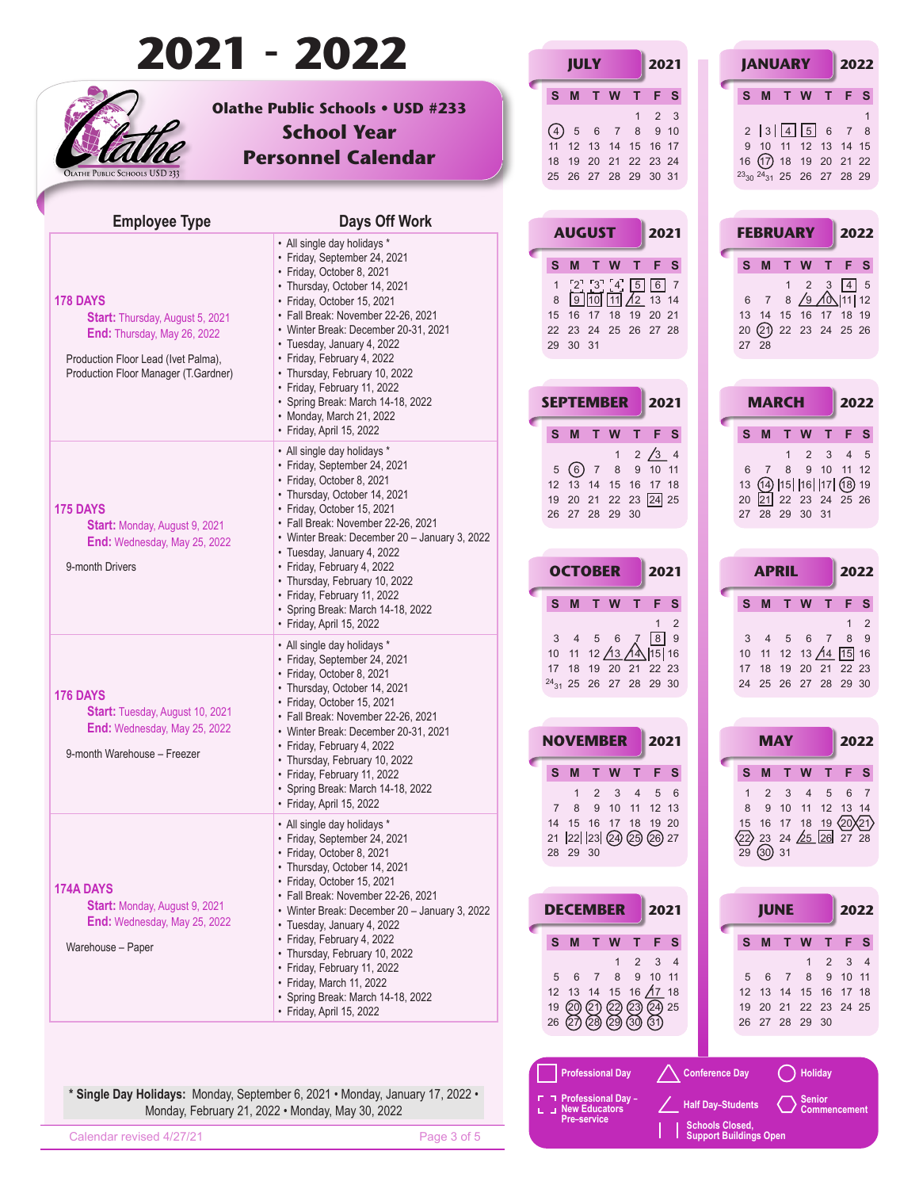# 2021 - 2022

## Olathe Public Schools • USD #233
## School Year Personnel Calendar

| Employee Type | Days Off Work |
|---|---|
| **178 DAYS**<br>Start: Thursday, August 5, 2021<br>End: Thursday, May 26, 2022<br><br>Production Floor Lead (Ivet Palma), Production Floor Manager (T.Gardner) | • All single day holidays *<br>• Friday, September 24, 2021<br>• Friday, October 8, 2021<br>• Thursday, October 14, 2021<br>• Friday, October 15, 2021<br>• Fall Break: November 22-26, 2021<br>• Winter Break: December 20-31, 2021<br>• Tuesday, January 4, 2022<br>• Friday, February 4, 2022<br>• Thursday, February 10, 2022<br>• Friday, February 11, 2022<br>• Spring Break: March 14-18, 2022<br>• Monday, March 21, 2022<br>• Friday, April 15, 2022 |
| **175 DAYS**<br>Start: Monday, August 9, 2021<br>End: Wednesday, May 25, 2022<br><br>9-month Drivers | • All single day holidays *<br>• Friday, September 24, 2021<br>• Friday, October 8, 2021<br>• Thursday, October 14, 2021<br>• Friday, October 15, 2021<br>• Fall Break: November 22-26, 2021<br>• Winter Break: December 20 – January 3, 2022<br>• Tuesday, January 4, 2022<br>• Friday, February 4, 2022<br>• Thursday, February 10, 2022<br>• Friday, February 11, 2022<br>• Spring Break: March 14-18, 2022<br>• Friday, April 15, 2022 |
| **176 DAYS**<br>Start: Tuesday, August 10, 2021<br>End: Wednesday, May 25, 2022<br><br>9-month Warehouse – Freezer | • All single day holidays *<br>• Friday, September 24, 2021<br>• Friday, October 8, 2021<br>• Thursday, October 14, 2021<br>• Friday, October 15, 2021<br>• Fall Break: November 22-26, 2021<br>• Winter Break: December 20-31, 2021<br>• Friday, February 4, 2022<br>• Thursday, February 10, 2022<br>• Friday, February 11, 2022<br>• Spring Break: March 14-18, 2022<br>• Friday, April 15, 2022 |
| **174A DAYS**<br>Start: Monday, August 9, 2021<br>End: Wednesday, May 25, 2022<br><br>Warehouse – Paper | • All single day holidays *<br>• Friday, September 24, 2021<br>• Friday, October 8, 2021<br>• Thursday, October 14, 2021<br>• Friday, October 15, 2021<br>• Fall Break: November 22-26, 2021<br>• Winter Break: December 20 – January 3, 2022<br>• Tuesday, January 4, 2022<br>• Friday, February 4, 2022<br>• Thursday, February 10, 2022<br>• Friday, February 11, 2022<br>• Friday, March 11, 2022<br>• Spring Break: March 14-18, 2022<br>• Friday, April 15, 2022 |

**\* Single Day Holidays:** Monday, September 6, 2021 • Monday, January 17, 2022 • Monday, February 21, 2022 • Monday, May 30, 2022

Calendar revised 4/27/21

### JULY 2021

| S | M | T | W | T | F | S |
|---|---|---|---|---|---|---|
| | | | | 1 | 2 | 3 |
| 4 | 5 | 6 | 7 | 8 | 9 | 10 |
| 11 | 12 | 13 | 14 | 15 | 16 | 17 |
| 18 | 19 | 20 | 21 | 22 | 23 | 24 |
| 25 | 26 | 27 | 28 | 29 | 30 | 31 |

### AUGUST 2021

| S | M | T | W | T | F | S |
|---|---|---|---|---|---|---|
| 1 | 2 | 3 | 4 | 5 | 6 | 7 |
| 8 | 9 | 10 | 11 | 12 | 13 | 14 |
| 15 | 16 | 17 | 18 | 19 | 20 | 21 |
| 22 | 23 | 24 | 25 | 26 | 27 | 28 |
| 29 | 30 | 31 | | | | |

### SEPTEMBER 2021

| S | M | T | W | T | F | S |
|---|---|---|---|---|---|---|
| | | | 1 | 2 | 3 | 4 |
| 5 | 6 | 7 | 8 | 9 | 10 | 11 |
| 12 | 13 | 14 | 15 | 16 | 17 | 18 |
| 19 | 20 | 21 | 22 | 23 | 24 | 25 |
| 26 | 27 | 28 | 29 | 30 | | |

### OCTOBER 2021

| S | M | T | W | T | F | S |
|---|---|---|---|---|---|---|
| | | | | | 1 | 2 |
| 3 | 4 | 5 | 6 | 7 | 8 | 9 |
| 10 | 11 | 12 | 13 | 14 | 15 | 16 |
| 17 | 18 | 19 | 20 | 21 | 22 | 23 |
| 24/31 | 25 | 26 | 27 | 28 | 29 | 30 |

### NOVEMBER 2021

| S | M | T | W | T | F | S |
|---|---|---|---|---|---|---|
| | 1 | 2 | 3 | 4 | 5 | 6 |
| 7 | 8 | 9 | 10 | 11 | 12 | 13 |
| 14 | 15 | 16 | 17 | 18 | 19 | 20 |
| 21 | 22 | 23 | 24 | 25 | 26 | 27 |
| 28 | 29 | 30 | | | | |

### DECEMBER 2021

| S | M | T | W | T | F | S |
|---|---|---|---|---|---|---|
| | | | 1 | 2 | 3 | 4 |
| 5 | 6 | 7 | 8 | 9 | 10 | 11 |
| 12 | 13 | 14 | 15 | 16 | 17 | 18 |
| 19 | 20 | 21 | 22 | 23 | 24 | 25 |
| 26 | 27 | 28 | 29 | 30 | 31 | |

### JANUARY 2022

| S | M | T | W | T | F | S |
|---|---|---|---|---|---|---|
| | | | | | | 1 |
| 2 | 3 | 4 | 5 | 6 | 7 | 8 |
| 9 | 10 | 11 | 12 | 13 | 14 | 15 |
| 16 | 17 | 18 | 19 | 20 | 21 | 22 |
| 23/30 | 24/31 | 25 | 26 | 27 | 28 | 29 |

### FEBRUARY 2022

| S | M | T | W | T | F | S |
|---|---|---|---|---|---|---|
| | | 1 | 2 | 3 | 4 | 5 |
| 6 | 7 | 8 | 9 | 10 | 11 | 12 |
| 13 | 14 | 15 | 16 | 17 | 18 | 19 |
| 20 | 21 | 22 | 23 | 24 | 25 | 26 |
| 27 | 28 | | | | | |

### MARCH 2022

| S | M | T | W | T | F | S |
|---|---|---|---|---|---|---|
| | | 1 | 2 | 3 | 4 | 5 |
| 6 | 7 | 8 | 9 | 10 | 11 | 12 |
| 13 | 14 | 15 | 16 | 17 | 18 | 19 |
| 20 | 21 | 22 | 23 | 24 | 25 | 26 |
| 27 | 28 | 29 | 30 | 31 | | |

### APRIL 2022

| S | M | T | W | T | F | S |
|---|---|---|---|---|---|---|
| | | | | | 1 | 2 |
| 3 | 4 | 5 | 6 | 7 | 8 | 9 |
| 10 | 11 | 12 | 13 | 14 | 15 | 16 |
| 17 | 18 | 19 | 20 | 21 | 22 | 23 |
| 24 | 25 | 26 | 27 | 28 | 29 | 30 |

### MAY 2022

| S | M | T | W | T | F | S |
|---|---|---|---|---|---|---|
| 1 | 2 | 3 | 4 | 5 | 6 | 7 |
| 8 | 9 | 10 | 11 | 12 | 13 | 14 |
| 15 | 16 | 17 | 18 | 19 | 20 | 21 |
| 22 | 23 | 24 | 25 | 26 | 27 | 28 |
| 29 | 30 | 31 | | | | |

### JUNE 2022

| S | M | T | W | T | F | S |
|---|---|---|---|---|---|---|
| | | | 1 | 2 | 3 | 4 |
| 5 | 6 | 7 | 8 | 9 | 10 | 11 |
| 12 | 13 | 14 | 15 | 16 | 17 | 18 |
| 19 | 20 | 21 | 22 | 23 | 24 | 25 |
| 26 | 27 | 28 | 29 | 30 | | |

**Legend:**
- Professional Day
- Conference Day
- Holiday
- Professional Day – New Educators Pre-service
- Half Day-Students
- Senior Commencement
- Schools Closed, Support Buildings Open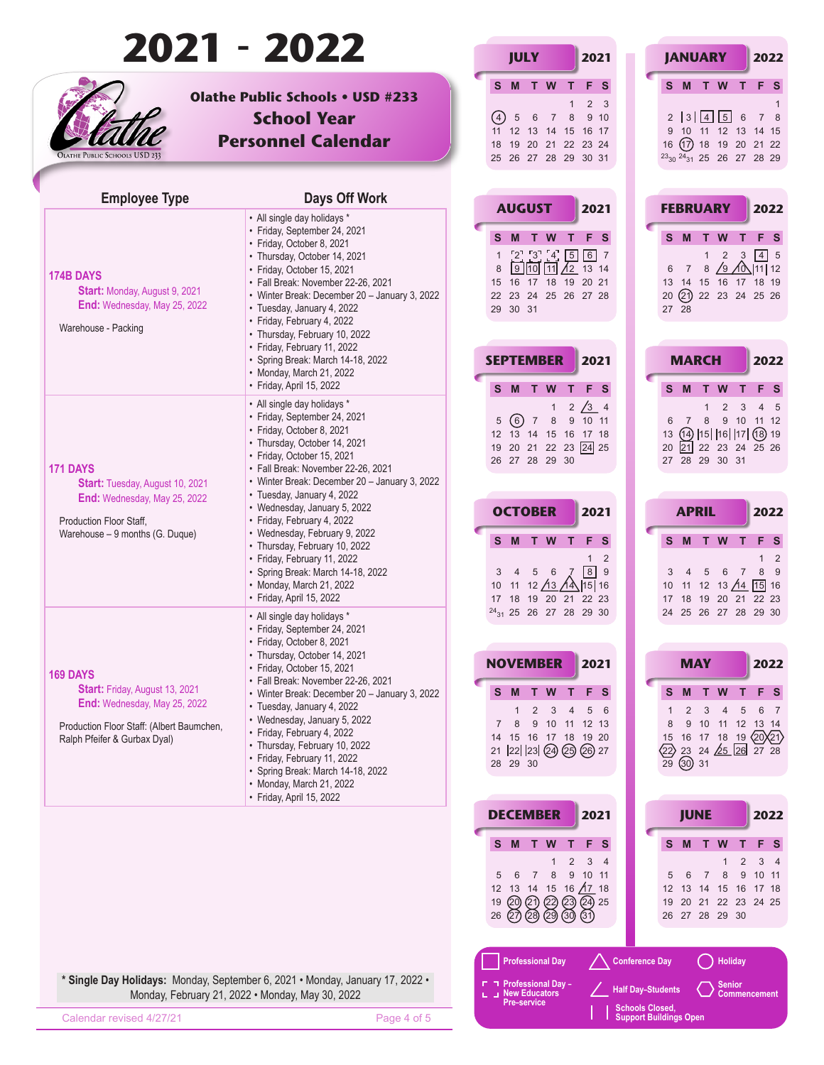# 2021 - 2022

## Olathe Public Schools • USD #233
## School Year Personnel Calendar

| Employee Type | Days Off Work |
|---|---|
| **174B DAYS**<br>**Start:** Monday, August 9, 2021<br>**End:** Wednesday, May 25, 2022<br><br>Warehouse - Packing | • All single day holidays *<br>• Friday, September 24, 2021<br>• Friday, October 8, 2021<br>• Thursday, October 14, 2021<br>• Friday, October 15, 2021<br>• Fall Break: November 22-26, 2021<br>• Winter Break: December 20 – January 3, 2022<br>• Tuesday, January 4, 2022<br>• Friday, February 4, 2022<br>• Thursday, February 10, 2022<br>• Friday, February 11, 2022<br>• Spring Break: March 14-18, 2022<br>• Monday, March 21, 2022<br>• Friday, April 15, 2022 |
| **171 DAYS**<br>**Start:** Tuesday, August 10, 2021<br>**End:** Wednesday, May 25, 2022<br><br>Production Floor Staff,<br>Warehouse – 9 months (G. Duque) | • All single day holidays *<br>• Friday, September 24, 2021<br>• Friday, October 8, 2021<br>• Thursday, October 14, 2021<br>• Friday, October 15, 2021<br>• Fall Break: November 22-26, 2021<br>• Winter Break: December 20 – January 3, 2022<br>• Tuesday, January 4, 2022<br>• Wednesday, January 5, 2022<br>• Friday, February 4, 2022<br>• Wednesday, February 9, 2022<br>• Thursday, February 10, 2022<br>• Friday, February 11, 2022<br>• Spring Break: March 14-18, 2022<br>• Monday, March 21, 2022<br>• Friday, April 15, 2022 |
| **169 DAYS**<br>**Start:** Friday, August 13, 2021<br>**End:** Wednesday, May 25, 2022<br><br>Production Floor Staff: (Albert Baumchen, Ralph Pfeifer & Gurbax Dyal) | • All single day holidays *<br>• Friday, September 24, 2021<br>• Friday, October 8, 2021<br>• Thursday, October 14, 2021<br>• Friday, October 15, 2021<br>• Fall Break: November 22-26, 2021<br>• Winter Break: December 20 – January 3, 2022<br>• Tuesday, January 4, 2022<br>• Wednesday, January 5, 2022<br>• Friday, February 4, 2022<br>• Thursday, February 10, 2022<br>• Friday, February 11, 2022<br>• Spring Break: March 14-18, 2022<br>• Monday, March 21, 2022<br>• Friday, April 15, 2022 |

**\* Single Day Holidays:** Monday, September 6, 2021 • Monday, January 17, 2022 • Monday, February 21, 2022 • Monday, May 30, 2022

Calendar revised 4/27/21

### JULY 2021

| S | M | T | W | T | F | S |
|---|---|---|---|---|---|---|
| | | | | 1 | 2 | 3 |
| 4 | 5 | 6 | 7 | 8 | 9 | 10 |
| 11 | 12 | 13 | 14 | 15 | 16 | 17 |
| 18 | 19 | 20 | 21 | 22 | 23 | 24 |
| 25 | 26 | 27 | 28 | 29 | 30 | 31 |

### AUGUST 2021

| S | M | T | W | T | F | S |
|---|---|---|---|---|---|---|
| 1 | 2 | 3 | 4 | 5 | 6 | 7 |
| 8 | 9 | 10 | 11 | 12 | 13 | 14 |
| 15 | 16 | 17 | 18 | 19 | 20 | 21 |
| 22 | 23 | 24 | 25 | 26 | 27 | 28 |
| 29 | 30 | 31 | | | | |

### SEPTEMBER 2021

| S | M | T | W | T | F | S |
|---|---|---|---|---|---|---|
| | | | 1 | 2 | 3 | 4 |
| 5 | 6 | 7 | 8 | 9 | 10 | 11 |
| 12 | 13 | 14 | 15 | 16 | 17 | 18 |
| 19 | 20 | 21 | 22 | 23 | 24 | 25 |
| 26 | 27 | 28 | 29 | 30 | | |

### OCTOBER 2021

| S | M | T | W | T | F | S |
|---|---|---|---|---|---|---|
| | | | | | 1 | 2 |
| 3 | 4 | 5 | 6 | 7 | 8 | 9 |
| 10 | 11 | 12 | 13 | 14 | 15 | 16 |
| 17 | 18 | 19 | 20 | 21 | 22 | 23 |
| 24/31 | 25 | 26 | 27 | 28 | 29 | 30 |

### NOVEMBER 2021

| S | M | T | W | T | F | S |
|---|---|---|---|---|---|---|
| | 1 | 2 | 3 | 4 | 5 | 6 |
| 7 | 8 | 9 | 10 | 11 | 12 | 13 |
| 14 | 15 | 16 | 17 | 18 | 19 | 20 |
| 21 | 22 | 23 | 24 | 25 | 26 | 27 |
| 28 | 29 | 30 | | | | |

### DECEMBER 2021

| S | M | T | W | T | F | S |
|---|---|---|---|---|---|---|
| | | | 1 | 2 | 3 | 4 |
| 5 | 6 | 7 | 8 | 9 | 10 | 11 |
| 12 | 13 | 14 | 15 | 16 | 17 | 18 |
| 19 | 20 | 21 | 22 | 23 | 24 | 25 |
| 26 | 27 | 28 | 29 | 30 | 31 | |

### JANUARY 2022

| S | M | T | W | T | F | S |
|---|---|---|---|---|---|---|
| | | | | | | 1 |
| 2 | 3 | 4 | 5 | 6 | 7 | 8 |
| 9 | 10 | 11 | 12 | 13 | 14 | 15 |
| 16 | 17 | 18 | 19 | 20 | 21 | 22 |
| 23/30 | 24/31 | 25 | 26 | 27 | 28 | 29 |

### FEBRUARY 2022

| S | M | T | W | T | F | S |
|---|---|---|---|---|---|---|
| | | 1 | 2 | 3 | 4 | 5 |
| 6 | 7 | 8 | 9 | 10 | 11 | 12 |
| 13 | 14 | 15 | 16 | 17 | 18 | 19 |
| 20 | 21 | 22 | 23 | 24 | 25 | 26 |
| 27 | 28 | | | | | |

### MARCH 2022

| S | M | T | W | T | F | S |
|---|---|---|---|---|---|---|
| | | 1 | 2 | 3 | 4 | 5 |
| 6 | 7 | 8 | 9 | 10 | 11 | 12 |
| 13 | 14 | 15 | 16 | 17 | 18 | 19 |
| 20 | 21 | 22 | 23 | 24 | 25 | 26 |
| 27 | 28 | 29 | 30 | 31 | | |

### APRIL 2022

| S | M | T | W | T | F | S |
|---|---|---|---|---|---|---|
| | | | | | 1 | 2 |
| 3 | 4 | 5 | 6 | 7 | 8 | 9 |
| 10 | 11 | 12 | 13 | 14 | 15 | 16 |
| 17 | 18 | 19 | 20 | 21 | 22 | 23 |
| 24 | 25 | 26 | 27 | 28 | 29 | 30 |

### MAY 2022

| S | M | T | W | T | F | S |
|---|---|---|---|---|---|---|
| 1 | 2 | 3 | 4 | 5 | 6 | 7 |
| 8 | 9 | 10 | 11 | 12 | 13 | 14 |
| 15 | 16 | 17 | 18 | 19 | 20 | 21 |
| 22 | 23 | 24 | 25 | 26 | 27 | 28 |
| 29 | 30 | 31 | | | | |

### JUNE 2022

| S | M | T | W | T | F | S |
|---|---|---|---|---|---|---|
| | | | 1 | 2 | 3 | 4 |
| 5 | 6 | 7 | 8 | 9 | 10 | 11 |
| 12 | 13 | 14 | 15 | 16 | 17 | 18 |
| 19 | 20 | 21 | 22 | 23 | 24 | 25 |
| 26 | 27 | 28 | 29 | 30 | | |

**Legend:**
- Professional Day
- Conference Day
- Holiday
- Professional Day – New Educators Pre-service
- Half Day-Students
- Senior Commencement
- Schools Closed, Support Buildings Open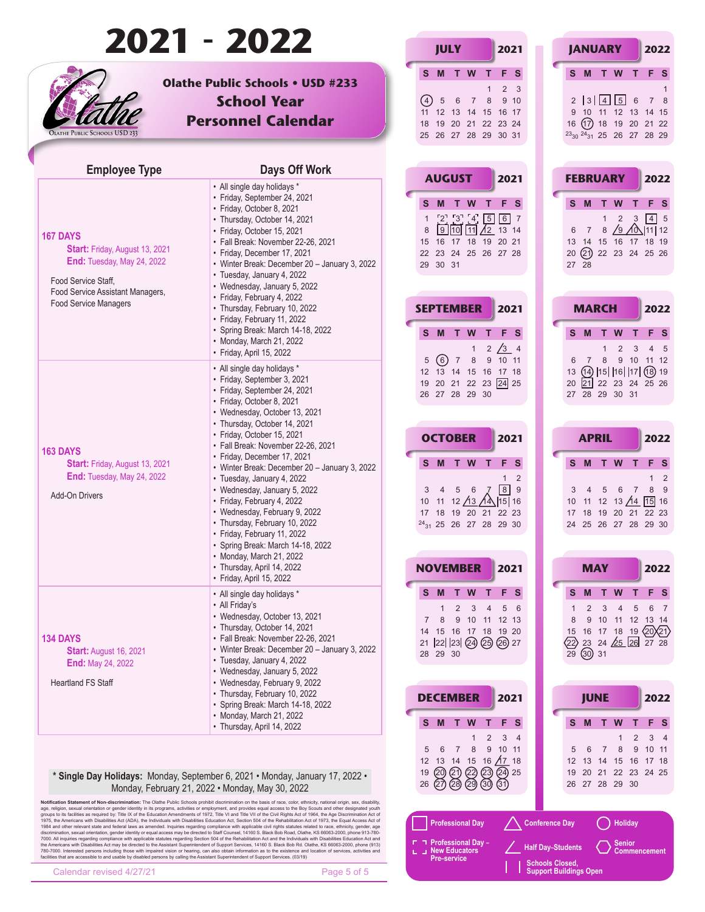# 2021 - 2022

## Olathe Public Schools • USD #233

## School Year Personnel Calendar

| Employee Type | Days Off Work |
|---|---|
| **167 DAYS**<br>**Start:** Friday, August 13, 2021<br>**End:** Tuesday, May 24, 2022<br><br>Food Service Staff, Food Service Assistant Managers, Food Service Managers | • All single day holidays *<br>• Friday, September 24, 2021<br>• Friday, October 8, 2021<br>• Thursday, October 14, 2021<br>• Friday, October 15, 2021<br>• Fall Break: November 22-26, 2021<br>• Friday, December 17, 2021<br>• Winter Break: December 20 – January 3, 2022<br>• Tuesday, January 4, 2022<br>• Wednesday, January 5, 2022<br>• Friday, February 4, 2022<br>• Thursday, February 10, 2022<br>• Friday, February 11, 2022<br>• Spring Break: March 14-18, 2022<br>• Monday, March 21, 2022<br>• Friday, April 15, 2022 |
| **163 DAYS**<br>**Start:** Friday, August 13, 2021<br>**End:** Tuesday, May 24, 2022<br><br>Add-On Drivers | • All single day holidays *<br>• Friday, September 3, 2021<br>• Friday, September 24, 2021<br>• Friday, October 8, 2021<br>• Wednesday, October 13, 2021<br>• Thursday, October 14, 2021<br>• Friday, October 15, 2021<br>• Fall Break: November 22-26, 2021<br>• Friday, December 17, 2021<br>• Winter Break: December 20 – January 3, 2022<br>• Tuesday, January 4, 2022<br>• Wednesday, January 5, 2022<br>• Friday, February 4, 2022<br>• Wednesday, February 9, 2022<br>• Thursday, February 10, 2022<br>• Friday, February 11, 2022<br>• Spring Break: March 14-18, 2022<br>• Monday, March 21, 2022<br>• Thursday, April 14, 2022<br>• Friday, April 15, 2022 |
| **134 DAYS**<br>**Start:** August 16, 2021<br>**End:** May 24, 2022<br><br>Heartland FS Staff | • All single day holidays *<br>• All Friday's<br>• Wednesday, October 13, 2021<br>• Thursday, October 14, 2021<br>• Fall Break: November 22-26, 2021<br>• Winter Break: December 20 – January 3, 2022<br>• Tuesday, January 4, 2022<br>• Wednesday, January 5, 2022<br>• Wednesday, February 9, 2022<br>• Thursday, February 10, 2022<br>• Spring Break: March 14-18, 2022<br>• Monday, March 21, 2022<br>• Thursday, April 14, 2022 |

*** Single Day Holidays:** Monday, September 6, 2021 • Monday, January 17, 2022 • Monday, February 21, 2022 • Monday, May 30, 2022

**Notification Statement of Non-discrimination:** The Olathe Public Schools prohibit discrimination on the basis of race, color, ethnicity, national origin, sex, disability, age, religion, sexual orientation or gender identity in its programs, activities or employment, and provides equal access to the Boy Scouts and other designated youth groups to its facilities as required by: Title IX of the Education Amendments of 1972, Title VI and Title VII of the Civil Rights Act of 1964, the Age Discrimination Act of 1975, the Americans with Disabilities Act (ADA), the Individuals with Disabilities Education Act, Section 504 of the Rehabilitation Act of 1973, the Equal Access Act of 1984 and other relevant state and federal laws as amended. Inquiries regarding compliance with applicable civil rights statutes related to race, ethnicity, gender, age discrimination, sexual orientation, gender identity or equal access may be directed to Staff Counsel, 14160 S. Black Bob Road, Olathe, KS 66063-2000, phone 913-780-7000. All inquiries regarding compliance with applicable statutes regarding Section 504 of the Rehabilitation Act and the Individuals with Disabilities Education Act and the Americans with Disabilities Act may be directed to the Assistant Superintendent of Support Services, 14160 S. Black Bob Rd. Olathe, KS 66063-2000, phone (913) 780-7000. Interested persons including those with impaired vision or hearing, can also obtain information as to the existence and location of services, activities and facilities that are accessible to and usable by disabled persons by calling the Assistant Superintendent of Support Services. (03/19)

Calendar revised 4/27/21

### JULY 2021

| S | M | T | W | T | F | S |
|---|---|---|---|---|---|---|
| | | | | 1 | 2 | 3 |
| 4 | 5 | 6 | 7 | 8 | 9 | 10 |
| 11 | 12 | 13 | 14 | 15 | 16 | 17 |
| 18 | 19 | 20 | 21 | 22 | 23 | 24 |
| 25 | 26 | 27 | 28 | 29 | 30 | 31 |

### AUGUST 2021

| S | M | T | W | T | F | S |
|---|---|---|---|---|---|---|
| 1 | 2 | 3 | 4 | 5 | 6 | 7 |
| 8 | 9 | 10 | 11 | 12 | 13 | 14 |
| 15 | 16 | 17 | 18 | 19 | 20 | 21 |
| 22 | 23 | 24 | 25 | 26 | 27 | 28 |
| 29 | 30 | 31 | | | | |

### SEPTEMBER 2021

| S | M | T | W | T | F | S |
|---|---|---|---|---|---|---|
| | | | 1 | 2 | 3 | 4 |
| 5 | 6 | 7 | 8 | 9 | 10 | 11 |
| 12 | 13 | 14 | 15 | 16 | 17 | 18 |
| 19 | 20 | 21 | 22 | 23 | 24 | 25 |
| 26 | 27 | 28 | 29 | 30 | | |

### OCTOBER 2021

| S | M | T | W | T | F | S |
|---|---|---|---|---|---|---|
| | | | | | 1 | 2 |
| 3 | 4 | 5 | 6 | 7 | 8 | 9 |
| 10 | 11 | 12 | 13 | 14 | 15 | 16 |
| 17 | 18 | 19 | 20 | 21 | 22 | 23 |
| 24/31 | 25 | 26 | 27 | 28 | 29 | 30 |

### NOVEMBER 2021

| S | M | T | W | T | F | S |
|---|---|---|---|---|---|---|
| | 1 | 2 | 3 | 4 | 5 | 6 |
| 7 | 8 | 9 | 10 | 11 | 12 | 13 |
| 14 | 15 | 16 | 17 | 18 | 19 | 20 |
| 21 | 22 | 23 | 24 | 25 | 26 | 27 |
| 28 | 29 | 30 | | | | |

### DECEMBER 2021

| S | M | T | W | T | F | S |
|---|---|---|---|---|---|---|
| | | | 1 | 2 | 3 | 4 |
| 5 | 6 | 7 | 8 | 9 | 10 | 11 |
| 12 | 13 | 14 | 15 | 16 | 17 | 18 |
| 19 | 20 | 21 | 22 | 23 | 24 | 25 |
| 26 | 27 | 28 | 29 | 30 | 31 | |

### JANUARY 2022

| S | M | T | W | T | F | S |
|---|---|---|---|---|---|---|
| | | | | | | 1 |
| 2 | 3 | 4 | 5 | 6 | 7 | 8 |
| 9 | 10 | 11 | 12 | 13 | 14 | 15 |
| 16 | 17 | 18 | 19 | 20 | 21 | 22 |
| 23/30 | 24/31 | 25 | 26 | 27 | 28 | 29 |

### FEBRUARY 2022

| S | M | T | W | T | F | S |
|---|---|---|---|---|---|---|
| | | 1 | 2 | 3 | 4 | 5 |
| 6 | 7 | 8 | 9 | 10 | 11 | 12 |
| 13 | 14 | 15 | 16 | 17 | 18 | 19 |
| 20 | 21 | 22 | 23 | 24 | 25 | 26 |
| 27 | 28 | | | | | |

### MARCH 2022

| S | M | T | W | T | F | S |
|---|---|---|---|---|---|---|
| | | 1 | 2 | 3 | 4 | 5 |
| 6 | 7 | 8 | 9 | 10 | 11 | 12 |
| 13 | 14 | 15 | 16 | 17 | 18 | 19 |
| 20 | 21 | 22 | 23 | 24 | 25 | 26 |
| 27 | 28 | 29 | 30 | 31 | | |

### APRIL 2022

| S | M | T | W | T | F | S |
|---|---|---|---|---|---|---|
| | | | | | 1 | 2 |
| 3 | 4 | 5 | 6 | 7 | 8 | 9 |
| 10 | 11 | 12 | 13 | 14 | 15 | 16 |
| 17 | 18 | 19 | 20 | 21 | 22 | 23 |
| 24 | 25 | 26 | 27 | 28 | 29 | 30 |

### MAY 2022

| S | M | T | W | T | F | S |
|---|---|---|---|---|---|---|
| 1 | 2 | 3 | 4 | 5 | 6 | 7 |
| 8 | 9 | 10 | 11 | 12 | 13 | 14 |
| 15 | 16 | 17 | 18 | 19 | 20 | 21 |
| 22 | 23 | 24 | 25 | 26 | 27 | 28 |
| 29 | 30 | 31 | | | | |

### JUNE 2022

| S | M | T | W | T | F | S |
|---|---|---|---|---|---|---|
| | | | 1 | 2 | 3 | 4 |
| 5 | 6 | 7 | 8 | 9 | 10 | 11 |
| 12 | 13 | 14 | 15 | 16 | 17 | 18 |
| 19 | 20 | 21 | 22 | 23 | 24 | 25 |
| 26 | 27 | 28 | 29 | 30 | | |

**Legend:**
- Professional Day
- Conference Day
- Holiday
- Professional Day - New Educators Pre-service
- Half Day-Students
- Senior Commencement
- Schools Closed, Support Buildings Open